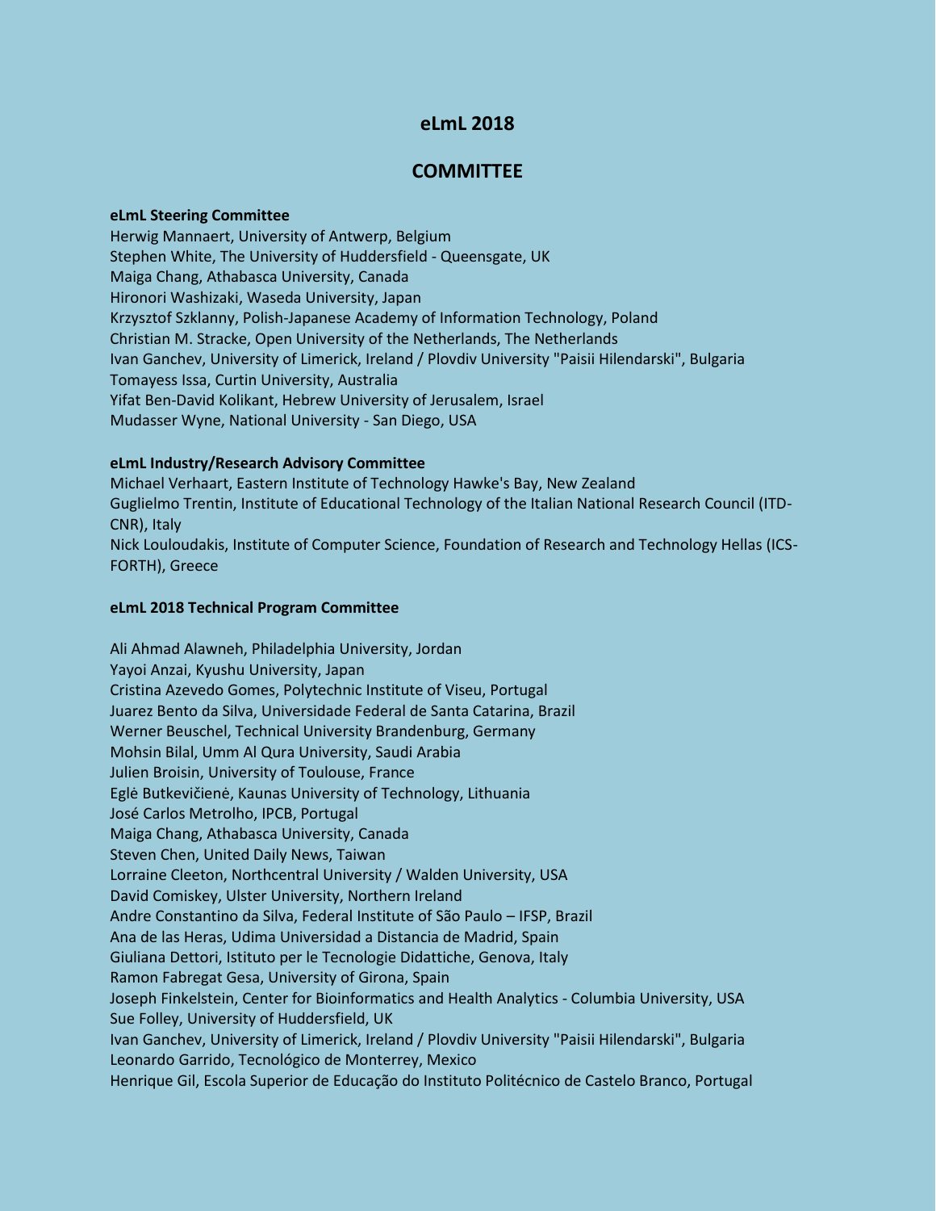# eLmL 2018

## COMMITTEE

**eLmL Steering Committee**

Herwig Mannaert, University of Antwerp, Belgium
Stephen White, The University of Huddersfield - Queensgate, UK
Maiga Chang, Athabasca University, Canada
Hironori Washizaki, Waseda University, Japan
Krzysztof Szklanny, Polish-Japanese Academy of Information Technology, Poland
Christian M. Stracke, Open University of the Netherlands, The Netherlands
Ivan Ganchev, University of Limerick, Ireland / Plovdiv University "Paisii Hilendarski", Bulgaria
Tomayess Issa, Curtin University, Australia
Yifat Ben-David Kolikant, Hebrew University of Jerusalem, Israel
Mudasser Wyne, National University - San Diego, USA

**eLmL Industry/Research Advisory Committee**

Michael Verhaart, Eastern Institute of Technology Hawke's Bay, New Zealand
Guglielmo Trentin, Institute of Educational Technology of the Italian National Research Council (ITD-CNR), Italy
Nick Louloudakis, Institute of Computer Science, Foundation of Research and Technology Hellas (ICS-FORTH), Greece

**eLmL 2018 Technical Program Committee**

Ali Ahmad Alawneh, Philadelphia University, Jordan
Yayoi Anzai, Kyushu University, Japan
Cristina Azevedo Gomes, Polytechnic Institute of Viseu, Portugal
Juarez Bento da Silva, Universidade Federal de Santa Catarina, Brazil
Werner Beuschel, Technical University Brandenburg, Germany
Mohsin Bilal, Umm Al Qura University, Saudi Arabia
Julien Broisin, University of Toulouse, France
Eglė Butkevičienė, Kaunas University of Technology, Lithuania
José Carlos Metrolho, IPCB, Portugal
Maiga Chang, Athabasca University, Canada
Steven Chen, United Daily News, Taiwan
Lorraine Cleeton, Northcentral University / Walden University, USA
David Comiskey, Ulster University, Northern Ireland
Andre Constantino da Silva, Federal Institute of São Paulo – IFSP, Brazil
Ana de las Heras, Udima Universidad a Distancia de Madrid, Spain
Giuliana Dettori, Istituto per le Tecnologie Didattiche, Genova, Italy
Ramon Fabregat Gesa, University of Girona, Spain
Joseph Finkelstein, Center for Bioinformatics and Health Analytics - Columbia University, USA
Sue Folley, University of Huddersfield, UK
Ivan Ganchev, University of Limerick, Ireland / Plovdiv University "Paisii Hilendarski", Bulgaria
Leonardo Garrido, Tecnológico de Monterrey, Mexico
Henrique Gil, Escola Superior de Educação do Instituto Politécnico de Castelo Branco, Portugal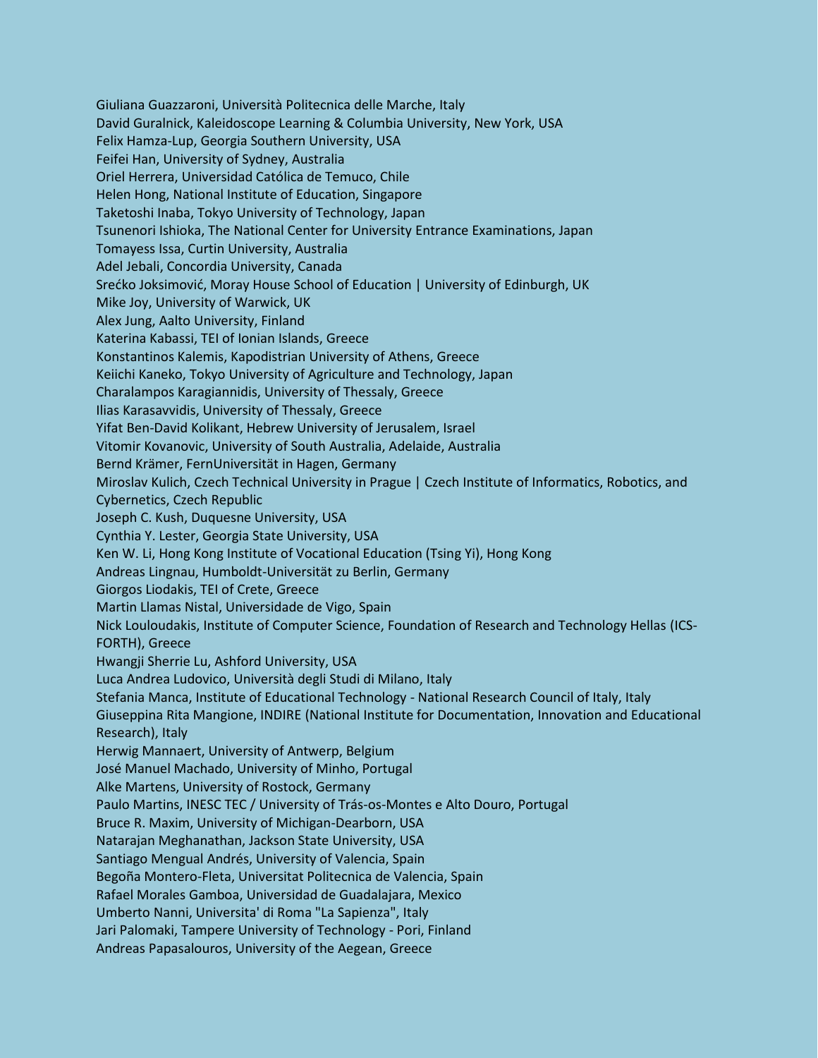Giuliana Guazzaroni, Università Politecnica delle Marche, Italy
David Guralnick, Kaleidoscope Learning & Columbia University, New York, USA
Felix Hamza-Lup, Georgia Southern University, USA
Feifei Han, University of Sydney, Australia
Oriel Herrera, Universidad Católica de Temuco, Chile
Helen Hong, National Institute of Education, Singapore
Taketoshi Inaba, Tokyo University of Technology, Japan
Tsunenori Ishioka, The National Center for University Entrance Examinations, Japan
Tomayess Issa, Curtin University, Australia
Adel Jebali, Concordia University, Canada
Srećko Joksimović, Moray House School of Education | University of Edinburgh, UK
Mike Joy, University of Warwick, UK
Alex Jung, Aalto University, Finland
Katerina Kabassi, TEI of Ionian Islands, Greece
Konstantinos Kalemis, Kapodistrian University of Athens, Greece
Keiichi Kaneko, Tokyo University of Agriculture and Technology, Japan
Charalampos Karagiannidis, University of Thessaly, Greece
Ilias Karasavvidis, University of Thessaly, Greece
Yifat Ben-David Kolikant, Hebrew University of Jerusalem, Israel
Vitomir Kovanovic, University of South Australia, Adelaide, Australia
Bernd Krämer, FernUniversität in Hagen, Germany
Miroslav Kulich, Czech Technical University in Prague | Czech Institute of Informatics, Robotics, and Cybernetics, Czech Republic
Joseph C. Kush, Duquesne University, USA
Cynthia Y. Lester, Georgia State University, USA
Ken W. Li, Hong Kong Institute of Vocational Education (Tsing Yi), Hong Kong
Andreas Lingnau, Humboldt-Universität zu Berlin, Germany
Giorgos Liodakis, TEI of Crete, Greece
Martin Llamas Nistal, Universidade de Vigo, Spain
Nick Louloudakis, Institute of Computer Science, Foundation of Research and Technology Hellas (ICS-FORTH), Greece
Hwangji Sherrie Lu, Ashford University, USA
Luca Andrea Ludovico, Università degli Studi di Milano, Italy
Stefania Manca, Institute of Educational Technology - National Research Council of Italy, Italy
Giuseppina Rita Mangione, INDIRE (National Institute for Documentation, Innovation and Educational Research), Italy
Herwig Mannaert, University of Antwerp, Belgium
José Manuel Machado, University of Minho, Portugal
Alke Martens, University of Rostock, Germany
Paulo Martins, INESC TEC / University of Trás-os-Montes e Alto Douro, Portugal
Bruce R. Maxim, University of Michigan-Dearborn, USA
Natarajan Meghanathan, Jackson State University, USA
Santiago Mengual Andrés, University of Valencia, Spain
Begoña Montero-Fleta, Universitat Politecnica de Valencia, Spain
Rafael Morales Gamboa, Universidad de Guadalajara, Mexico
Umberto Nanni, Universita' di Roma "La Sapienza", Italy
Jari Palomaki, Tampere University of Technology - Pori, Finland
Andreas Papasalouros, University of the Aegean, Greece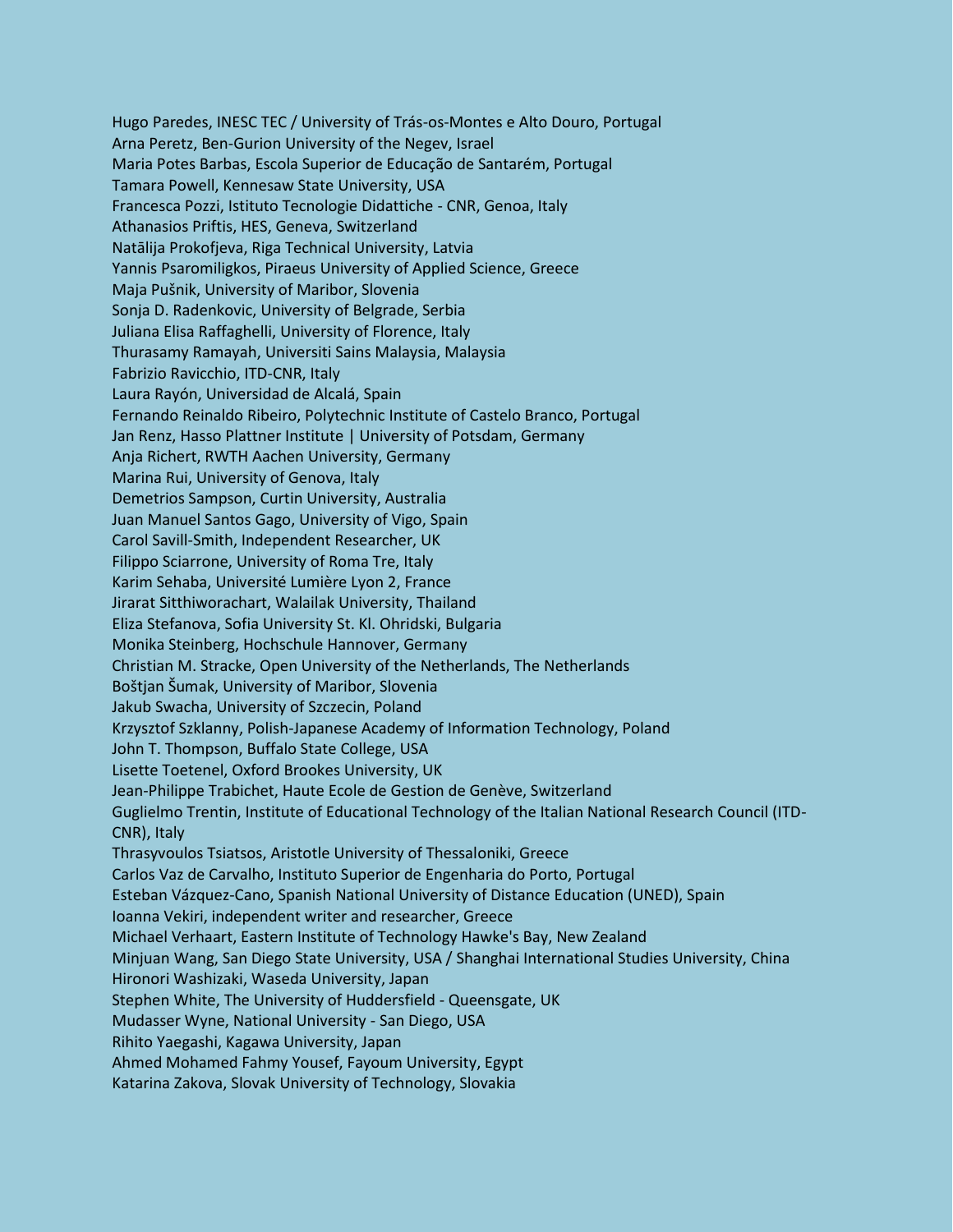Hugo Paredes, INESC TEC / University of Trás-os-Montes e Alto Douro, Portugal
Arna Peretz, Ben-Gurion University of the Negev, Israel
Maria Potes Barbas, Escola Superior de Educação de Santarém, Portugal
Tamara Powell, Kennesaw State University, USA
Francesca Pozzi, Istituto Tecnologie Didattiche - CNR, Genoa, Italy
Athanasios Priftis, HES, Geneva, Switzerland
Natālija Prokofjeva, Riga Technical University, Latvia
Yannis Psaromiligkos, Piraeus University of Applied Science, Greece
Maja Pušnik, University of Maribor, Slovenia
Sonja D. Radenkovic, University of Belgrade, Serbia
Juliana Elisa Raffaghelli, University of Florence, Italy
Thurasamy Ramayah, Universiti Sains Malaysia, Malaysia
Fabrizio Ravicchio, ITD-CNR, Italy
Laura Rayón, Universidad de Alcalá, Spain
Fernando Reinaldo Ribeiro, Polytechnic Institute of Castelo Branco, Portugal
Jan Renz, Hasso Plattner Institute | University of Potsdam, Germany
Anja Richert, RWTH Aachen University, Germany
Marina Rui, University of Genova, Italy
Demetrios Sampson, Curtin University, Australia
Juan Manuel Santos Gago, University of Vigo, Spain
Carol Savill-Smith, Independent Researcher, UK
Filippo Sciarrone, University of Roma Tre, Italy
Karim Sehaba, Université Lumière Lyon 2, France
Jirarat Sitthiworachart, Walailak University, Thailand
Eliza Stefanova, Sofia University St. Kl. Ohridski, Bulgaria
Monika Steinberg, Hochschule Hannover, Germany
Christian M. Stracke, Open University of the Netherlands, The Netherlands
Boštjan Šumak, University of Maribor, Slovenia
Jakub Swacha, University of Szczecin, Poland
Krzysztof Szklanny, Polish-Japanese Academy of Information Technology, Poland
John T. Thompson, Buffalo State College, USA
Lisette Toetenel, Oxford Brookes University, UK
Jean-Philippe Trabichet, Haute Ecole de Gestion de Genève, Switzerland
Guglielmo Trentin, Institute of Educational Technology of the Italian National Research Council (ITD-CNR), Italy
Thrasyvoulos Tsiatsos, Aristotle University of Thessaloniki, Greece
Carlos Vaz de Carvalho, Instituto Superior de Engenharia do Porto, Portugal
Esteban Vázquez-Cano, Spanish National University of Distance Education (UNED), Spain
Ioanna Vekiri, independent writer and researcher, Greece
Michael Verhaart, Eastern Institute of Technology Hawke's Bay, New Zealand
Minjuan Wang, San Diego State University, USA / Shanghai International Studies University, China
Hironori Washizaki, Waseda University, Japan
Stephen White, The University of Huddersfield - Queensgate, UK
Mudasser Wyne, National University - San Diego, USA
Rihito Yaegashi, Kagawa University, Japan
Ahmed Mohamed Fahmy Yousef, Fayoum University, Egypt
Katarina Zakova, Slovak University of Technology, Slovakia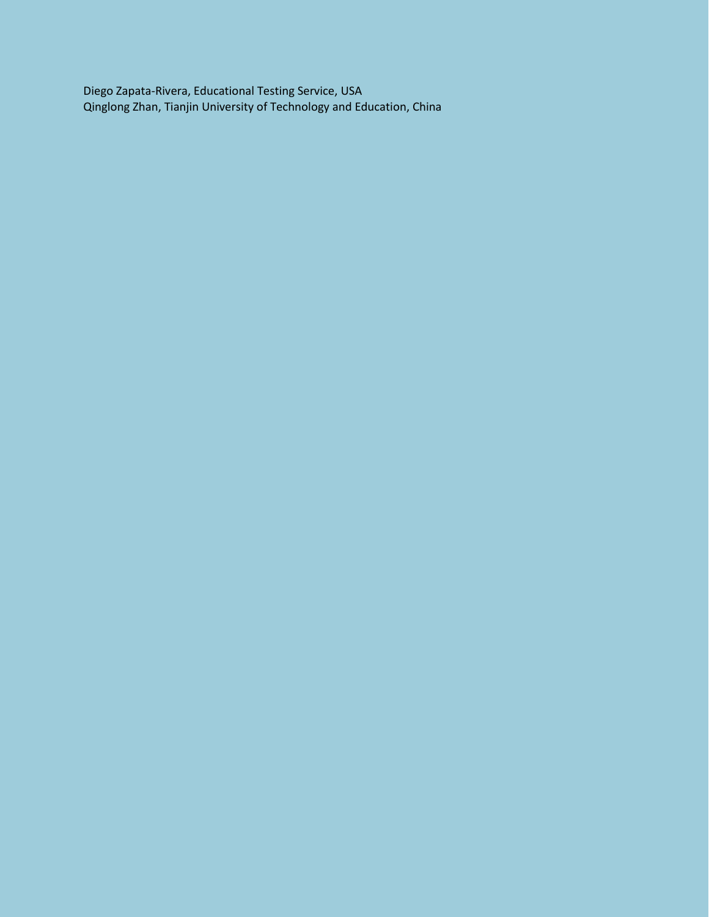Diego Zapata-Rivera, Educational Testing Service, USA
Qinglong Zhan, Tianjin University of Technology and Education, China